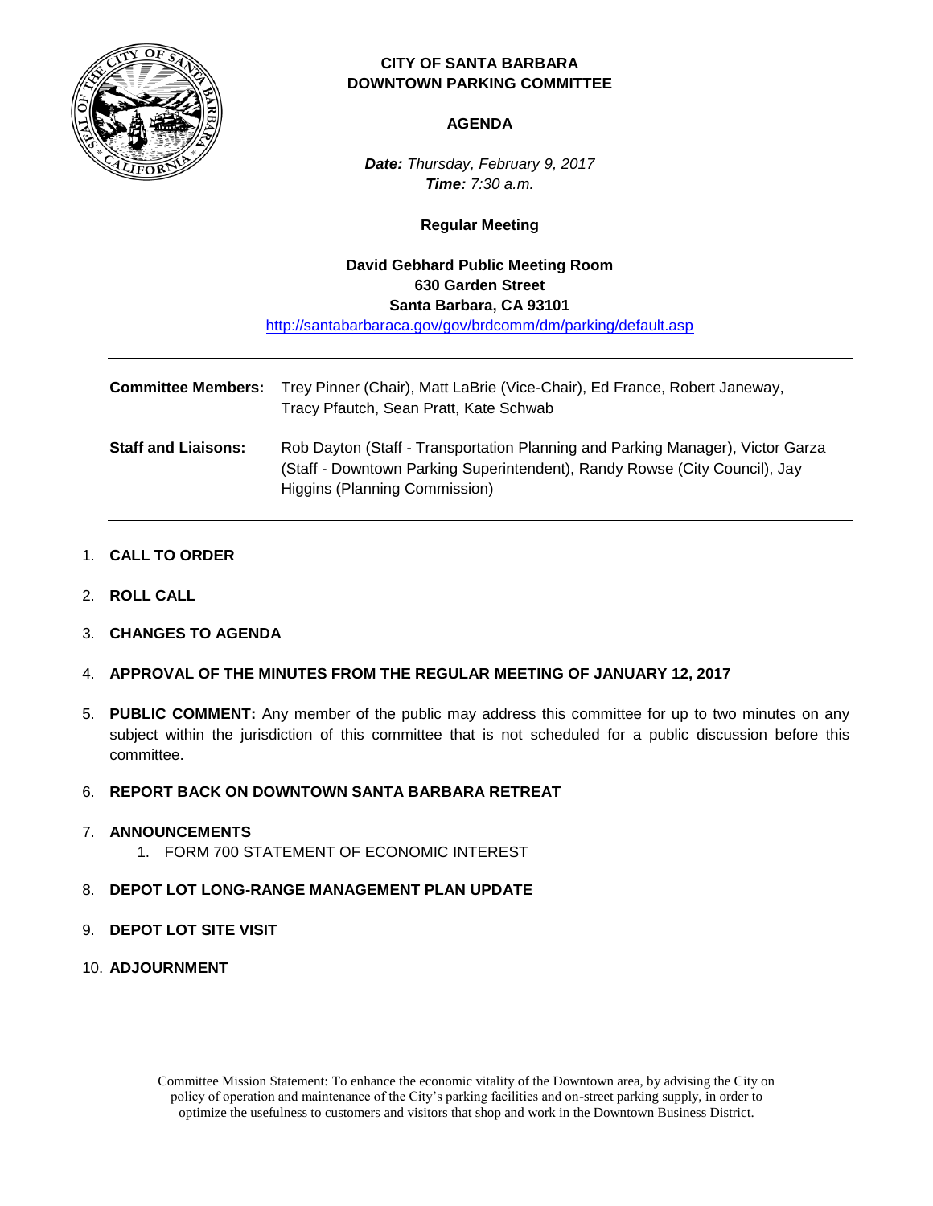# CITY OF SANTA BARBARA
# DOWNTOWN PARKING COMMITTEE

## AGENDA

***Date:*** *Thursday, February 9, 2017*
***Time:*** *7:30 a.m.*

**Regular Meeting**

**David Gebhard Public Meeting Room**
**630 Garden Street**
**Santa Barbara, CA 93101**
http://santabarbaraca.gov/gov/brdcomm/dm/parking/default.asp

---

**Committee Members:** Trey Pinner (Chair), Matt LaBrie (Vice-Chair), Ed France, Robert Janeway, Tracy Pfautch, Sean Pratt, Kate Schwab

**Staff and Liaisons:** Rob Dayton (Staff - Transportation Planning and Parking Manager), Victor Garza (Staff - Downtown Parking Superintendent), Randy Rowse (City Council), Jay Higgins (Planning Commission)

---

1. **CALL TO ORDER**
2. **ROLL CALL**
3. **CHANGES TO AGENDA**
4. **APPROVAL OF THE MINUTES FROM THE REGULAR MEETING OF JANUARY 12, 2017**
5. **PUBLIC COMMENT:** Any member of the public may address this committee for up to two minutes on any subject within the jurisdiction of this committee that is not scheduled for a public discussion before this committee.
6. **REPORT BACK ON DOWNTOWN SANTA BARBARA RETREAT**
7. **ANNOUNCEMENTS**
    1. FORM 700 STATEMENT OF ECONOMIC INTEREST
8. **DEPOT LOT LONG-RANGE MANAGEMENT PLAN UPDATE**
9. **DEPOT LOT SITE VISIT**
10. **ADJOURNMENT**

Committee Mission Statement: To enhance the economic vitality of the Downtown area, by advising the City on policy of operation and maintenance of the City's parking facilities and on-street parking supply, in order to optimize the usefulness to customers and visitors that shop and work in the Downtown Business District.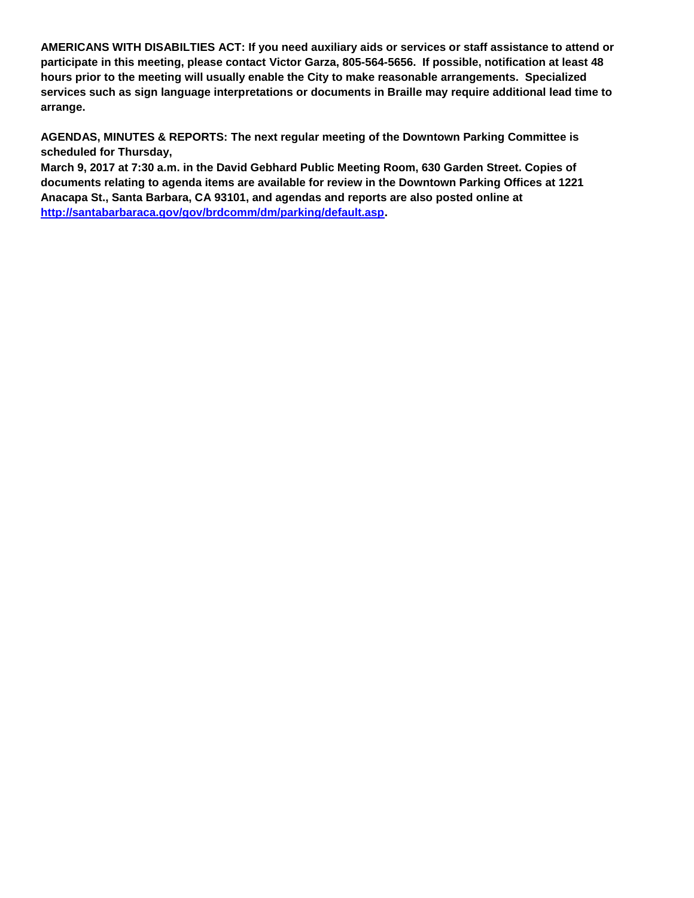**AMERICANS WITH DISABILTIES ACT: If you need auxiliary aids or services or staff assistance to attend or participate in this meeting, please contact Victor Garza, 805-564-5656. If possible, notification at least 48 hours prior to the meeting will usually enable the City to make reasonable arrangements. Specialized services such as sign language interpretations or documents in Braille may require additional lead time to arrange.**

**AGENDAS, MINUTES & REPORTS: The next regular meeting of the Downtown Parking Committee is scheduled for Thursday,
March 9, 2017 at 7:30 a.m. in the David Gebhard Public Meeting Room, 630 Garden Street. Copies of documents relating to agenda items are available for review in the Downtown Parking Offices at 1221 Anacapa St., Santa Barbara, CA 93101, and agendas and reports are also posted online at [http://santabarbaraca.gov/gov/brdcomm/dm/parking/default.asp](http://santabarbaraca.gov/gov/brdcomm/dm/parking/default.asp).**